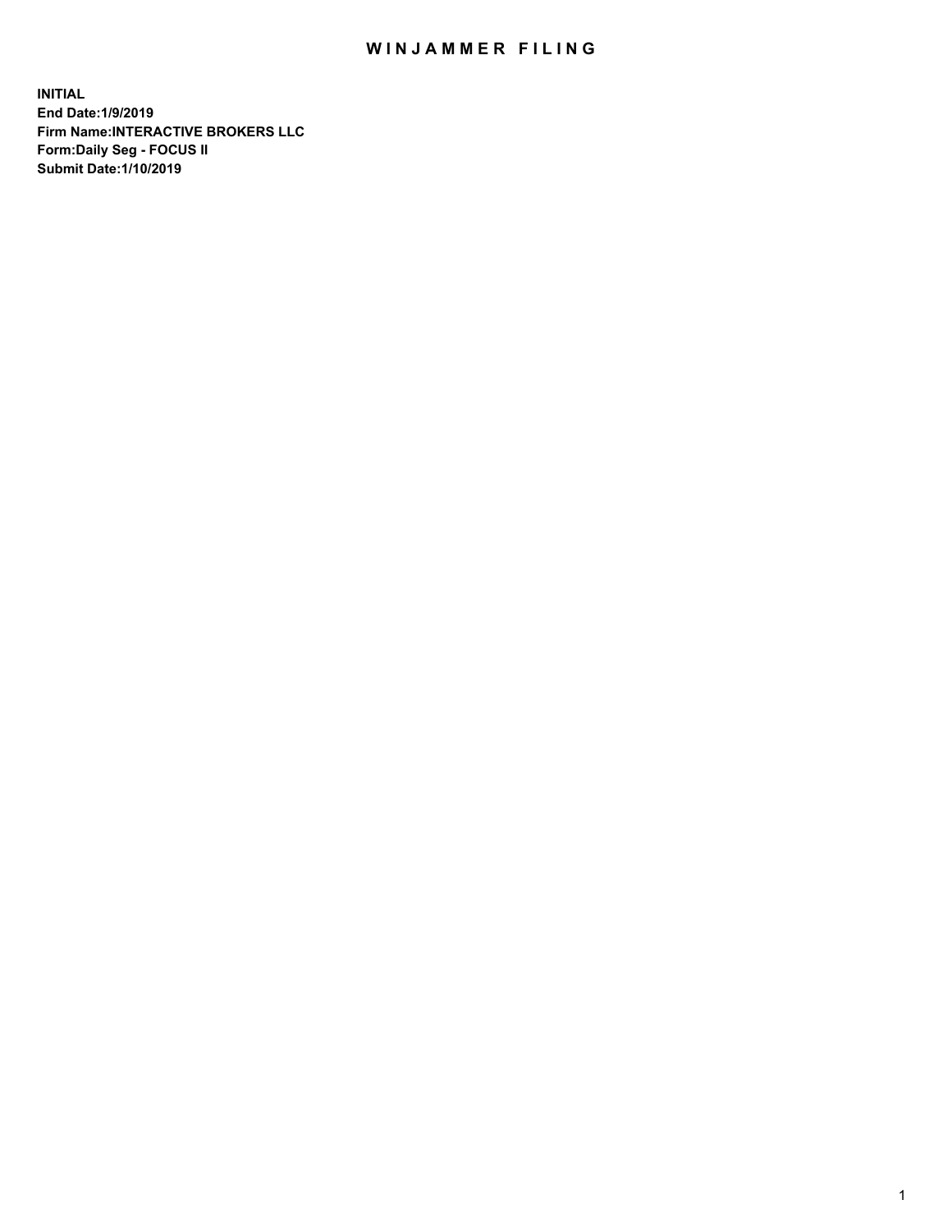# WINJAMMER FILING

**INITIAL**
**End Date:1/9/2019**
**Firm Name:INTERACTIVE BROKERS LLC**
**Form:Daily Seg - FOCUS II**
**Submit Date:1/10/2019**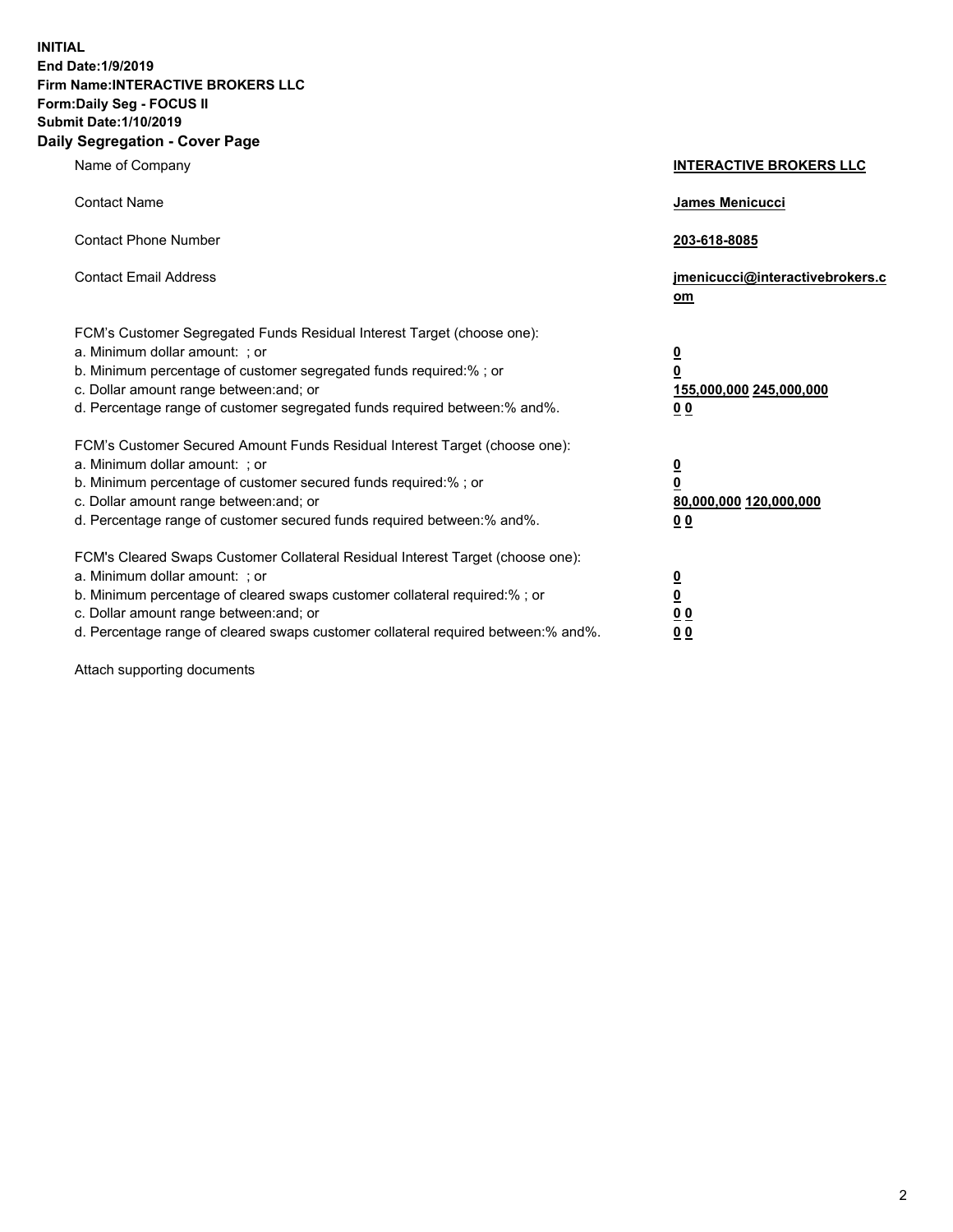**INITIAL**
**End Date:1/9/2019**
**Firm Name:INTERACTIVE BROKERS LLC**
**Form:Daily Seg - FOCUS II**
**Submit Date:1/10/2019**
**Daily Segregation - Cover Page**

| | |
|---|---|
| Name of Company | **INTERACTIVE BROKERS LLC** |
| Contact Name | **James Menicucci** |
| Contact Phone Number | **203-618-8085** |
| Contact Email Address | **jmenicucci@interactivebrokers.com** |

FCM's Customer Segregated Funds Residual Interest Target (choose one):

| | |
|---|---|
| a. Minimum dollar amount: ; or | **0** |
| b. Minimum percentage of customer segregated funds required:% ; or | **0** |
| c. Dollar amount range between:and; or | **155,000,000 245,000,000** |
| d. Percentage range of customer segregated funds required between:% and%. | **0 0** |

FCM's Customer Secured Amount Funds Residual Interest Target (choose one):

| | |
|---|---|
| a. Minimum dollar amount: ; or | **0** |
| b. Minimum percentage of customer secured funds required:% ; or | **0** |
| c. Dollar amount range between:and; or | **80,000,000 120,000,000** |
| d. Percentage range of customer secured funds required between:% and%. | **0 0** |

FCM's Cleared Swaps Customer Collateral Residual Interest Target (choose one):

| | |
|---|---|
| a. Minimum dollar amount: ; or | **0** |
| b. Minimum percentage of cleared swaps customer collateral required:% ; or | **0** |
| c. Dollar amount range between:and; or | **0 0** |
| d. Percentage range of cleared swaps customer collateral required between:% and%. | **0 0** |

Attach supporting documents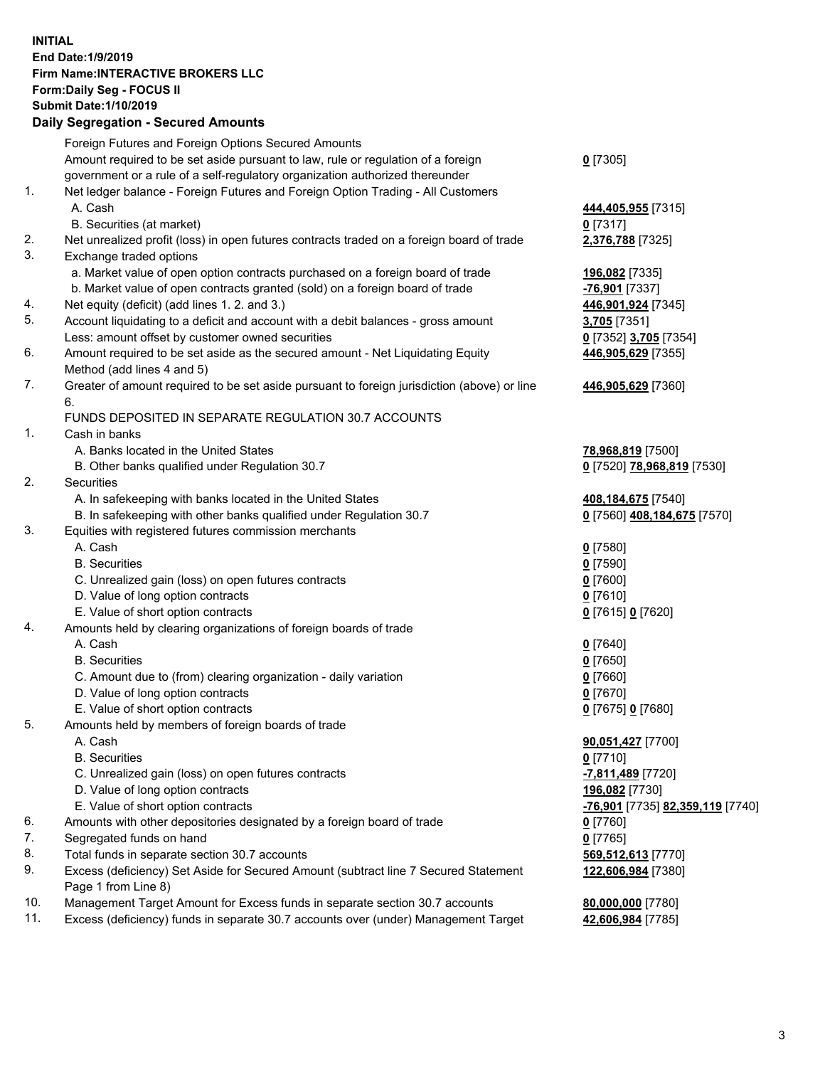**INITIAL**
**End Date:1/9/2019**
**Firm Name:INTERACTIVE BROKERS LLC**
**Form:Daily Seg - FOCUS II**
**Submit Date:1/10/2019**

**Daily Segregation - Secured Amounts**

| | | |
|---|---|---|
| | Foreign Futures and Foreign Options Secured Amounts | |
| | Amount required to be set aside pursuant to law, rule or regulation of a foreign government or a rule of a self-regulatory organization authorized thereunder | **0** [7305] |
| 1. | Net ledger balance - Foreign Futures and Foreign Option Trading - All Customers | |
| | A. Cash | **444,405,955** [7315] |
| | B. Securities (at market) | **0** [7317] |
| 2. | Net unrealized profit (loss) in open futures contracts traded on a foreign board of trade | **2,376,788** [7325] |
| 3. | Exchange traded options | |
| | a. Market value of open option contracts purchased on a foreign board of trade | **196,082** [7335] |
| | b. Market value of open contracts granted (sold) on a foreign board of trade | **-76,901** [7337] |
| 4. | Net equity (deficit) (add lines 1. 2. and 3.) | **446,901,924** [7345] |
| 5. | Account liquidating to a deficit and account with a debit balances - gross amount | **3,705** [7351] |
| | Less: amount offset by customer owned securities | **0** [7352] **3,705** [7354] |
| 6. | Amount required to be set aside as the secured amount - Net Liquidating Equity Method (add lines 4 and 5) | **446,905,629** [7355] |
| 7. | Greater of amount required to be set aside pursuant to foreign jurisdiction (above) or line 6. | **446,905,629** [7360] |
| | FUNDS DEPOSITED IN SEPARATE REGULATION 30.7 ACCOUNTS | |
| 1. | Cash in banks | |
| | A. Banks located in the United States | **78,968,819** [7500] |
| | B. Other banks qualified under Regulation 30.7 | **0** [7520] **78,968,819** [7530] |
| 2. | Securities | |
| | A. In safekeeping with banks located in the United States | **408,184,675** [7540] |
| | B. In safekeeping with other banks qualified under Regulation 30.7 | **0** [7560] **408,184,675** [7570] |
| 3. | Equities with registered futures commission merchants | |
| | A. Cash | **0** [7580] |
| | B. Securities | **0** [7590] |
| | C. Unrealized gain (loss) on open futures contracts | **0** [7600] |
| | D. Value of long option contracts | **0** [7610] |
| | E. Value of short option contracts | **0** [7615] **0** [7620] |
| 4. | Amounts held by clearing organizations of foreign boards of trade | |
| | A. Cash | **0** [7640] |
| | B. Securities | **0** [7650] |
| | C. Amount due to (from) clearing organization - daily variation | **0** [7660] |
| | D. Value of long option contracts | **0** [7670] |
| | E. Value of short option contracts | **0** [7675] **0** [7680] |
| 5. | Amounts held by members of foreign boards of trade | |
| | A. Cash | **90,051,427** [7700] |
| | B. Securities | **0** [7710] |
| | C. Unrealized gain (loss) on open futures contracts | **-7,811,489** [7720] |
| | D. Value of long option contracts | **196,082** [7730] |
| | E. Value of short option contracts | **-76,901** [7735] **82,359,119** [7740] |
| 6. | Amounts with other depositories designated by a foreign board of trade | **0** [7760] |
| 7. | Segregated funds on hand | **0** [7765] |
| 8. | Total funds in separate section 30.7 accounts | **569,512,613** [7770] |
| 9. | Excess (deficiency) Set Aside for Secured Amount (subtract line 7 Secured Statement Page 1 from Line 8) | **122,606,984** [7380] |
| 10. | Management Target Amount for Excess funds in separate section 30.7 accounts | **80,000,000** [7780] |
| 11. | Excess (deficiency) funds in separate 30.7 accounts over (under) Management Target | **42,606,984** [7785] |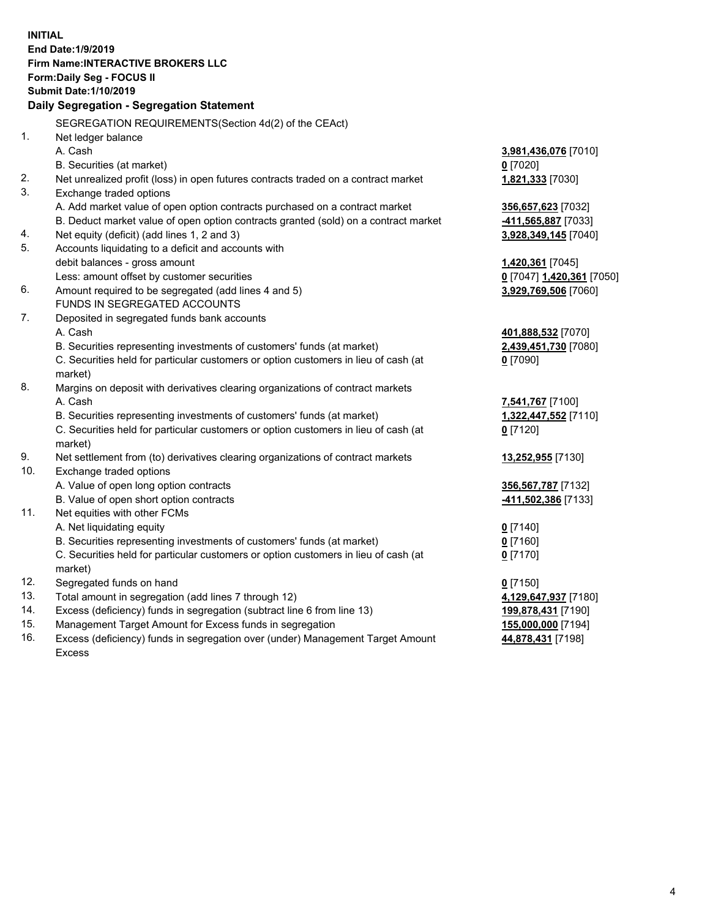**INITIAL**
**End Date:1/9/2019**
**Firm Name:INTERACTIVE BROKERS LLC**
**Form:Daily Seg - FOCUS II**
**Submit Date:1/10/2019**
**Daily Segregation - Segregation Statement**

| | | |
|---|---|---|
| | SEGREGATION REQUIREMENTS(Section 4d(2) of the CEAct) | |
| 1. | Net ledger balance | |
| | A. Cash | **3,981,436,076** [7010] |
| | B. Securities (at market) | **0** [7020] |
| 2. | Net unrealized profit (loss) in open futures contracts traded on a contract market | **1,821,333** [7030] |
| 3. | Exchange traded options | |
| | A. Add market value of open option contracts purchased on a contract market | **356,657,623** [7032] |
| | B. Deduct market value of open option contracts granted (sold) on a contract market | **-411,565,887** [7033] |
| 4. | Net equity (deficit) (add lines 1, 2 and 3) | **3,928,349,145** [7040] |
| 5. | Accounts liquidating to a deficit and accounts with debit balances - gross amount | **1,420,361** [7045] |
| | Less: amount offset by customer securities | **0** [7047] **1,420,361** [7050] |
| 6. | Amount required to be segregated (add lines 4 and 5) | **3,929,769,506** [7060] |
| | FUNDS IN SEGREGATED ACCOUNTS | |
| 7. | Deposited in segregated funds bank accounts | |
| | A. Cash | **401,888,532** [7070] |
| | B. Securities representing investments of customers' funds (at market) | **2,439,451,730** [7080] |
| | C. Securities held for particular customers or option customers in lieu of cash (at market) | **0** [7090] |
| 8. | Margins on deposit with derivatives clearing organizations of contract markets | |
| | A. Cash | **7,541,767** [7100] |
| | B. Securities representing investments of customers' funds (at market) | **1,322,447,552** [7110] |
| | C. Securities held for particular customers or option customers in lieu of cash (at market) | **0** [7120] |
| 9. | Net settlement from (to) derivatives clearing organizations of contract markets | **13,252,955** [7130] |
| 10. | Exchange traded options | |
| | A. Value of open long option contracts | **356,567,787** [7132] |
| | B. Value of open short option contracts | **-411,502,386** [7133] |
| 11. | Net equities with other FCMs | |
| | A. Net liquidating equity | **0** [7140] |
| | B. Securities representing investments of customers' funds (at market) | **0** [7160] |
| | C. Securities held for particular customers or option customers in lieu of cash (at market) | **0** [7170] |
| 12. | Segregated funds on hand | **0** [7150] |
| 13. | Total amount in segregation (add lines 7 through 12) | **4,129,647,937** [7180] |
| 14. | Excess (deficiency) funds in segregation (subtract line 6 from line 13) | **199,878,431** [7190] |
| 15. | Management Target Amount for Excess funds in segregation | **155,000,000** [7194] |
| 16. | Excess (deficiency) funds in segregation over (under) Management Target Amount Excess | **44,878,431** [7198] |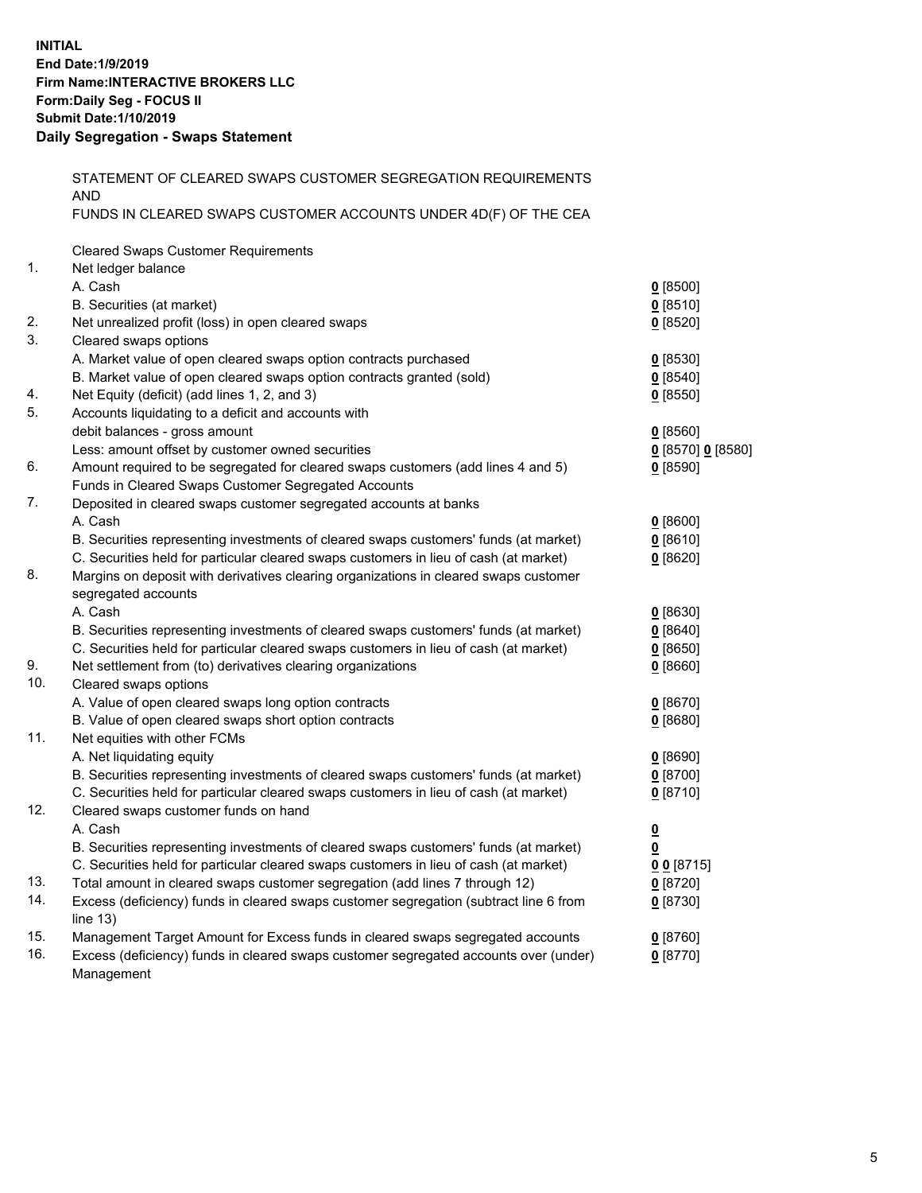**INITIAL**
**End Date:1/9/2019**
**Firm Name:INTERACTIVE BROKERS LLC**
**Form:Daily Seg - FOCUS II**
**Submit Date:1/10/2019**
**Daily Segregation - Swaps Statement**

STATEMENT OF CLEARED SWAPS CUSTOMER SEGREGATION REQUIREMENTS AND FUNDS IN CLEARED SWAPS CUSTOMER ACCOUNTS UNDER 4D(F) OF THE CEA

| | | |
|---|---|---|
| | Cleared Swaps Customer Requirements | |
| 1. | Net ledger balance | |
| | A. Cash | 0 [8500] |
| | B. Securities (at market) | 0 [8510] |
| 2. | Net unrealized profit (loss) in open cleared swaps | 0 [8520] |
| 3. | Cleared swaps options | |
| | A. Market value of open cleared swaps option contracts purchased | 0 [8530] |
| | B. Market value of open cleared swaps option contracts granted (sold) | 0 [8540] |
| 4. | Net Equity (deficit) (add lines 1, 2, and 3) | 0 [8550] |
| 5. | Accounts liquidating to a deficit and accounts with | |
| | debit balances - gross amount | 0 [8560] |
| | Less: amount offset by customer owned securities | 0 [8570] 0 [8580] |
| 6. | Amount required to be segregated for cleared swaps customers (add lines 4 and 5) | 0 [8590] |
| | Funds in Cleared Swaps Customer Segregated Accounts | |
| 7. | Deposited in cleared swaps customer segregated accounts at banks | |
| | A. Cash | 0 [8600] |
| | B. Securities representing investments of cleared swaps customers' funds (at market) | 0 [8610] |
| | C. Securities held for particular cleared swaps customers in lieu of cash (at market) | 0 [8620] |
| 8. | Margins on deposit with derivatives clearing organizations in cleared swaps customer segregated accounts | |
| | A. Cash | 0 [8630] |
| | B. Securities representing investments of cleared swaps customers' funds (at market) | 0 [8640] |
| | C. Securities held for particular cleared swaps customers in lieu of cash (at market) | 0 [8650] |
| 9. | Net settlement from (to) derivatives clearing organizations | 0 [8660] |
| 10. | Cleared swaps options | |
| | A. Value of open cleared swaps long option contracts | 0 [8670] |
| | B. Value of open cleared swaps short option contracts | 0 [8680] |
| 11. | Net equities with other FCMs | |
| | A. Net liquidating equity | 0 [8690] |
| | B. Securities representing investments of cleared swaps customers' funds (at market) | 0 [8700] |
| | C. Securities held for particular cleared swaps customers in lieu of cash (at market) | 0 [8710] |
| 12. | Cleared swaps customer funds on hand | |
| | A. Cash | 0 |
| | B. Securities representing investments of cleared swaps customers' funds (at market) | 0 |
| | C. Securities held for particular cleared swaps customers in lieu of cash (at market) | 0 0 [8715] |
| 13. | Total amount in cleared swaps customer segregation (add lines 7 through 12) | 0 [8720] |
| 14. | Excess (deficiency) funds in cleared swaps customer segregation (subtract line 6 from line 13) | 0 [8730] |
| 15. | Management Target Amount for Excess funds in cleared swaps segregated accounts | 0 [8760] |
| 16. | Excess (deficiency) funds in cleared swaps customer segregated accounts over (under) Management | 0 [8770] |